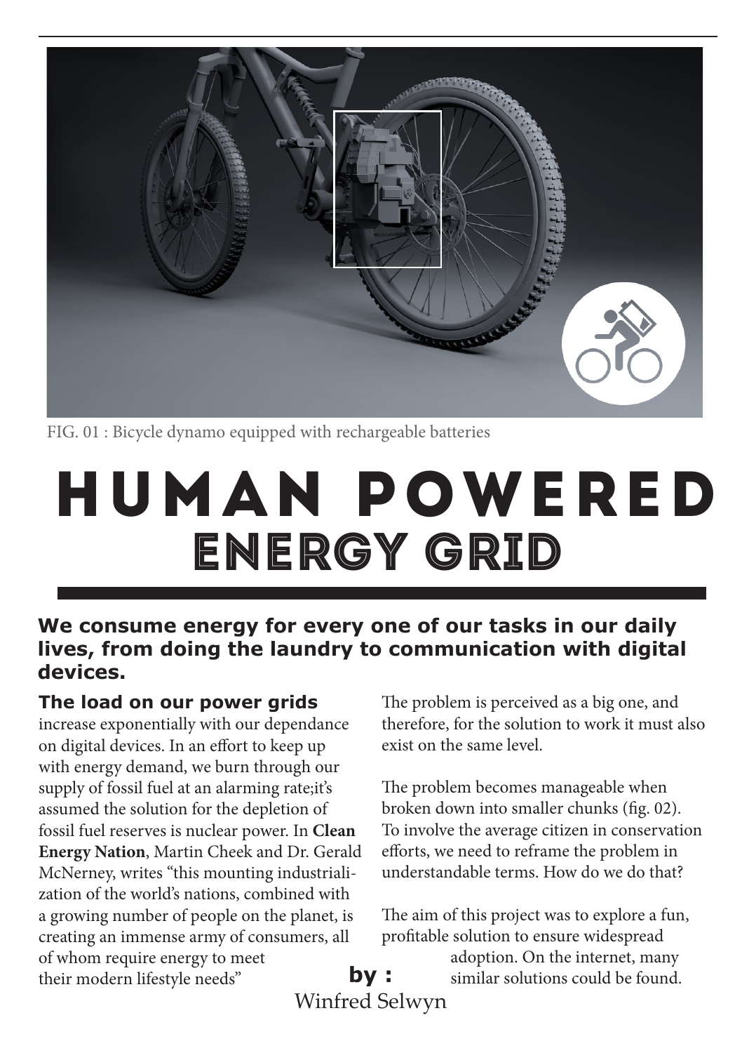FIG. 01 : Bicycle dynamo equipped with rechargeable batteries

# HUMAN POWERED ENERGY GRID

**We consume energy for every one of our tasks in our daily lives, from doing the laundry to communication with digital devices.**

**by :** Winfred Selwyn

**The load on our power grids** increase exponentially with our dependance on digital devices. In an effort to keep up with energy demand, we burn through our supply of fossil fuel at an alarming rate;it's assumed the solution for the depletion of fossil fuel reserves is nuclear power. In **Clean Energy Nation**, Martin Cheek and Dr. Gerald McNerney, writes "this mounting industrialization of the world's nations, combined with a growing number of people on the planet, is creating an immense army of consumers, all of whom require energy to meet their modern lifestyle needs"

The problem is perceived as a big one, and therefore, for the solution to work it must also exist on the same level.

The problem becomes manageable when broken down into smaller chunks (fig. 02). To involve the average citizen in conservation efforts, we need to reframe the problem in understandable terms. How do we do that?

The aim of this project was to explore a fun, profitable solution to ensure widespread adoption. On the internet, many similar solutions could be found.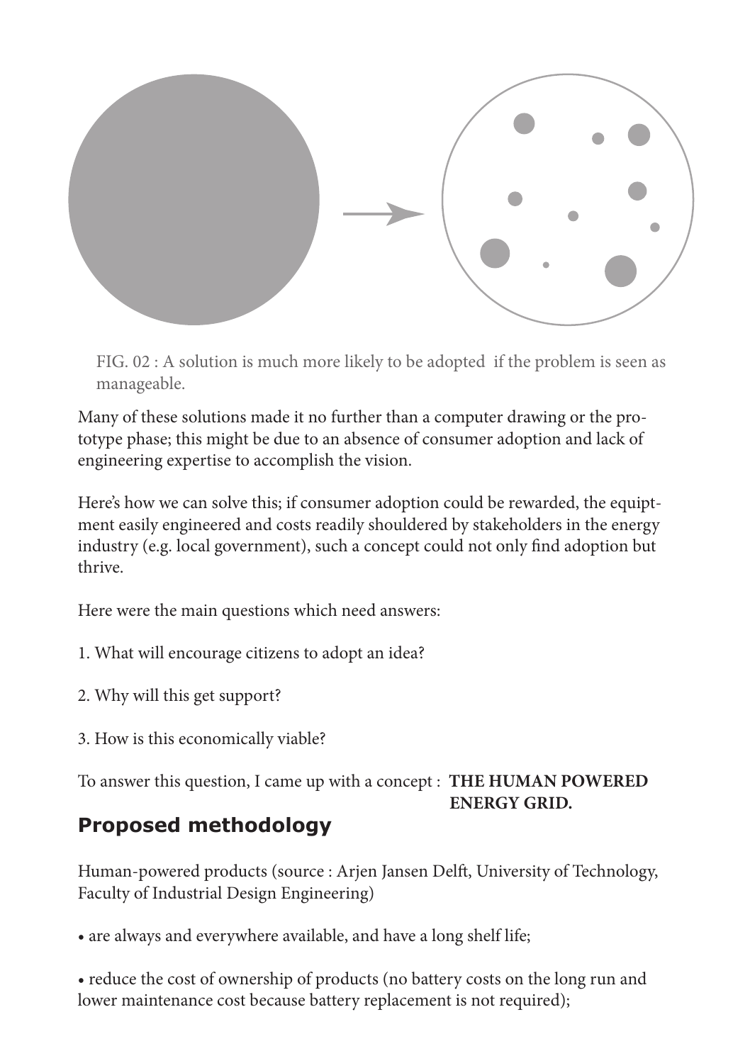FIG. 02 : A solution is much more likely to be adopted if the problem is seen as manageable.

Many of these solutions made it no further than a computer drawing or the prototype phase; this might be due to an absence of consumer adoption and lack of engineering expertise to accomplish the vision.

Here's how we can solve this; if consumer adoption could be rewarded, the equiptment easily engineered and costs readily shouldered by stakeholders in the energy industry (e.g. local government), such a concept could not only find adoption but thrive.

Here were the main questions which need answers:

1. What will encourage citizens to adopt an idea?

2. Why will this get support?

3. How is this economically viable?

To answer this question, I came up with a concept : **THE HUMAN POWERED ENERGY GRID.**

## Proposed methodology

Human-powered products (source : Arjen Jansen Delft, University of Technology, Faculty of Industrial Design Engineering)

- are always and everywhere available, and have a long shelf life;

- reduce the cost of ownership of products (no battery costs on the long run and lower maintenance cost because battery replacement is not required);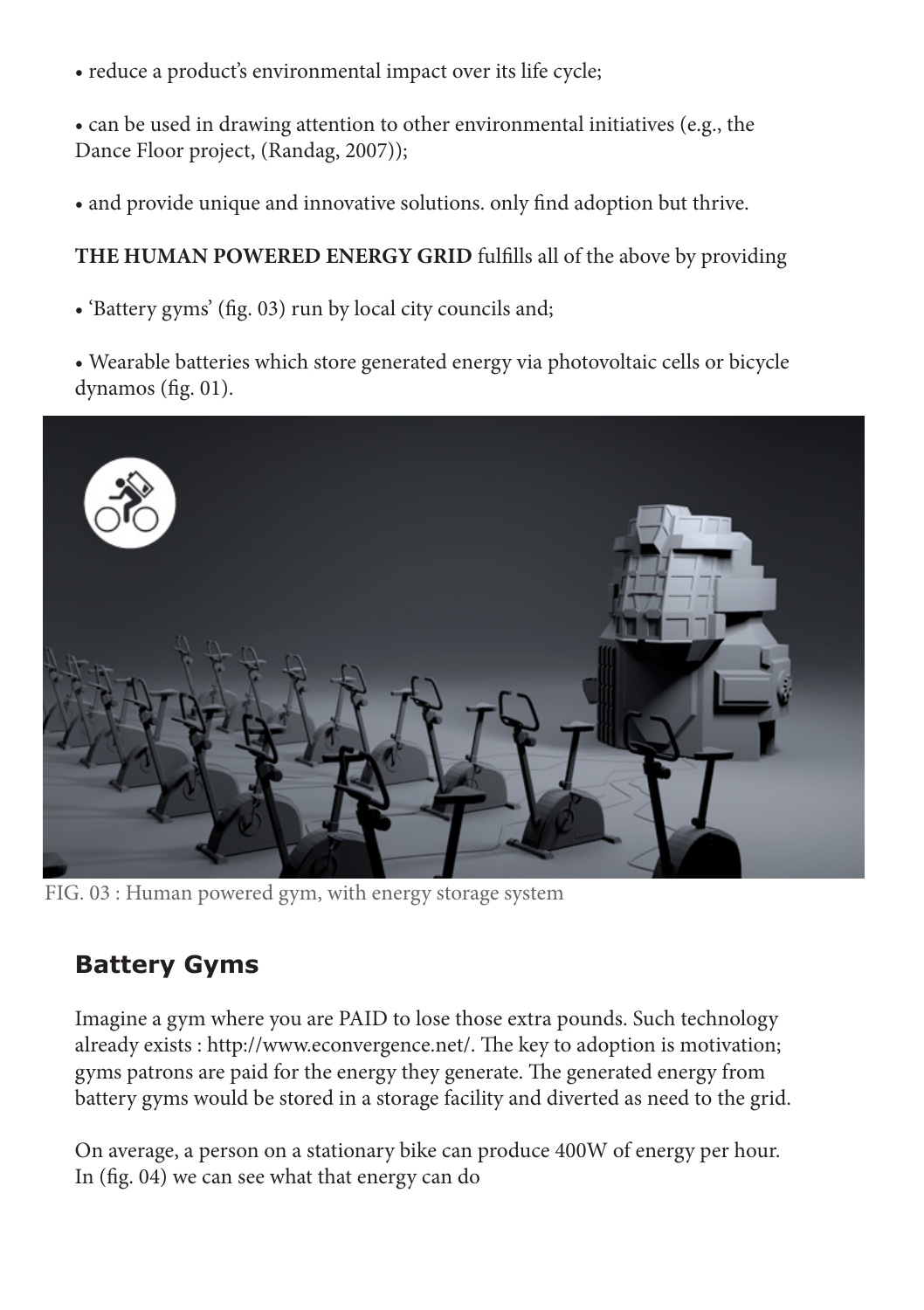- reduce a product's environmental impact over its life cycle;
- can be used in drawing attention to other environmental initiatives (e.g., the Dance Floor project, (Randag, 2007));
- and provide unique and innovative solutions. only find adoption but thrive.

**THE HUMAN POWERED ENERGY GRID** fulfills all of the above by providing

- 'Battery gyms' (fig. 03) run by local city councils and;
- Wearable batteries which store generated energy via photovoltaic cells or bicycle dynamos (fig. 01).

FIG. 03 : Human powered gym, with energy storage system

## Battery Gyms

Imagine a gym where you are PAID to lose those extra pounds. Such technology already exists : http://www.econvergence.net/. The key to adoption is motivation; gyms patrons are paid for the energy they generate. The generated energy from battery gyms would be stored in a storage facility and diverted as need to the grid.

On average, a person on a stationary bike can produce 400W of energy per hour. In (fig. 04) we can see what that energy can do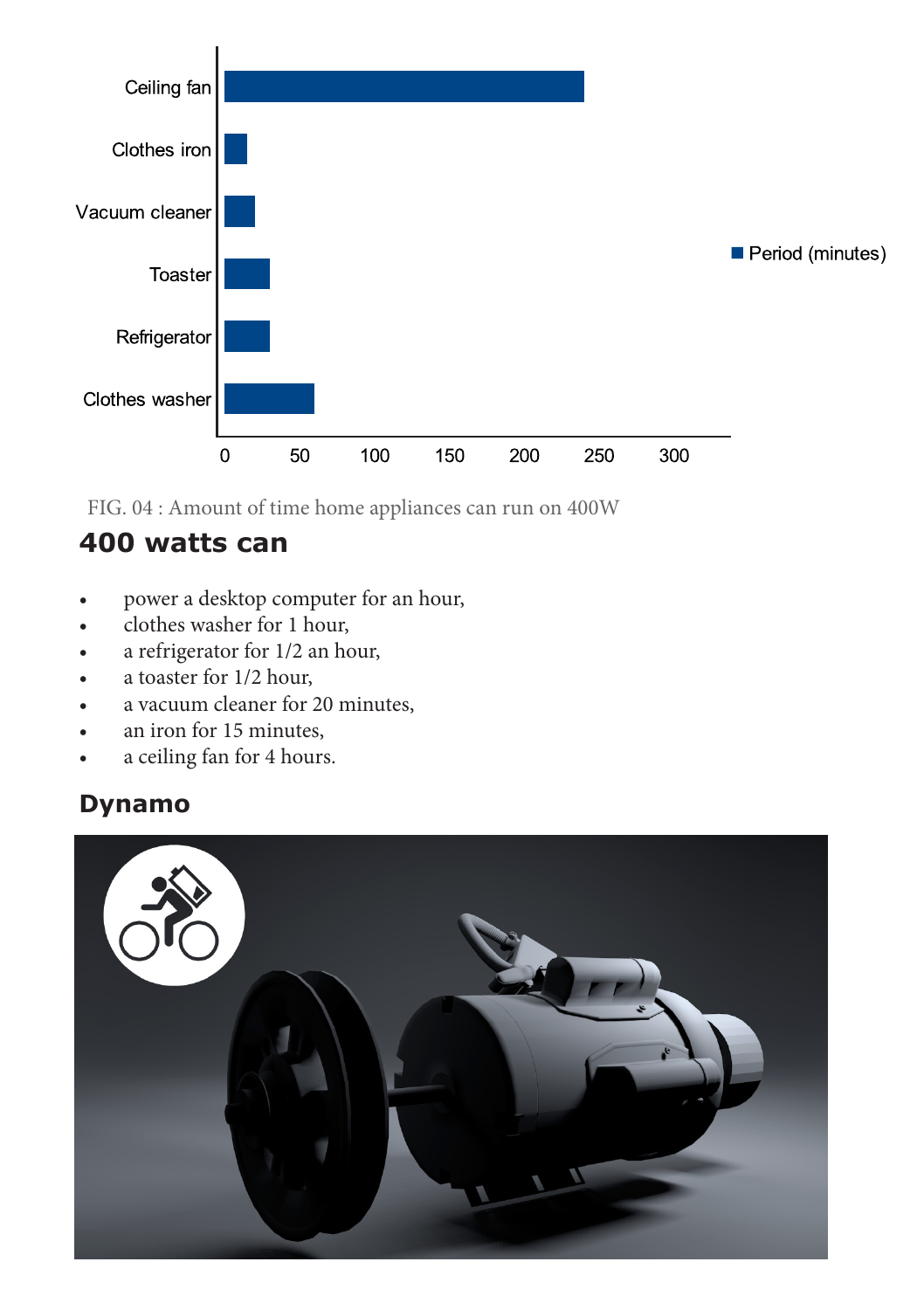FIG. 04 : Amount of time home appliances can run on 400W

## 400 watts can

- power a desktop computer for an hour,
- clothes washer for 1 hour,
- a refrigerator for 1/2 an hour,
- a toaster for 1/2 hour,
- a vacuum cleaner for 20 minutes,
- an iron for 15 minutes,
- a ceiling fan for 4 hours.

## Dynamo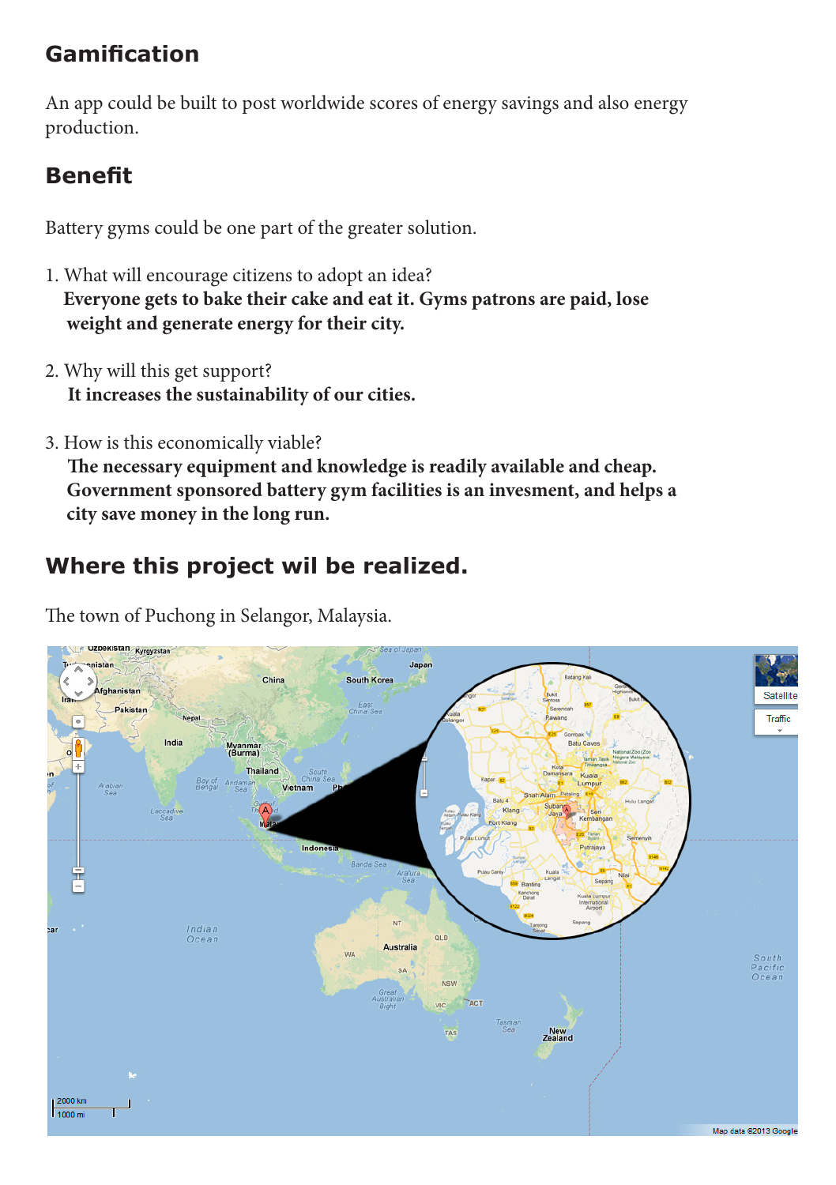## Gamification

An app could be built to post worldwide scores of energy savings and also energy production.

## Benefit

Battery gyms could be one part of the greater solution.

1. What will encourage citizens to adopt an idea?
   **Everyone gets to bake their cake and eat it. Gyms patrons are paid, lose weight and generate energy for their city.**

2. Why will this get support?
   **It increases the sustainability of our cities.**

3. How is this economically viable?
   **The necessary equipment and knowledge is readily available and cheap. Government sponsored battery gym facilities is an invesment, and helps a city save money in the long run.**

## Where this project wil be realized.

The town of Puchong in Selangor, Malaysia.